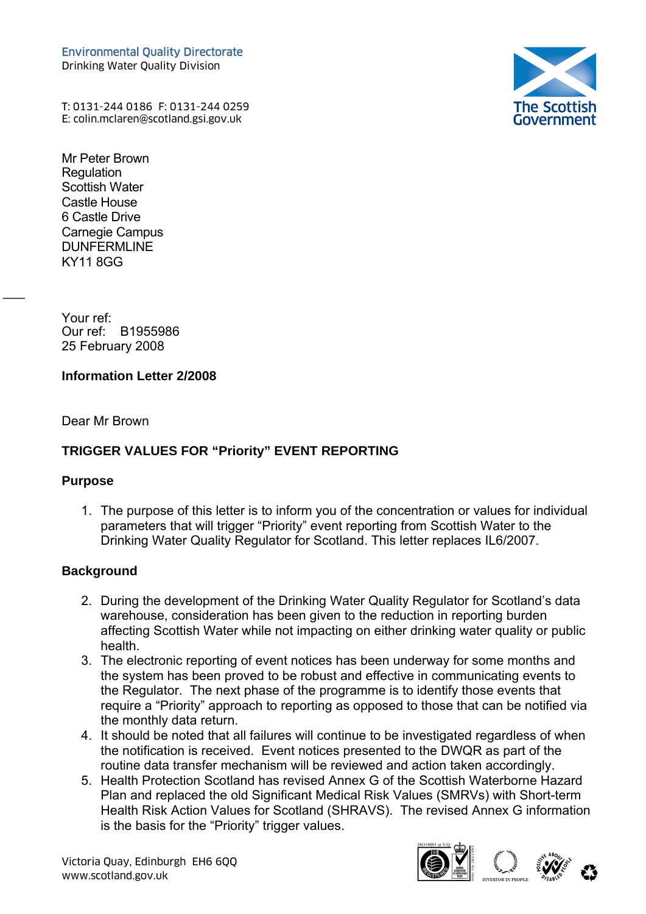Environmental Quality Directorate
Drinking Water Quality Division

T: 0131-244 0186 F: 0131-244 0259
E: colin.mclaren@scotland.gsi.gov.uk

The Scottish Government

Mr Peter Brown
Regulation
Scottish Water
Castle House
6 Castle Drive
Carnegie Campus
DUNFERMLINE
KY11 8GG

Your ref:
Our ref: B1955986
25 February 2008

**Information Letter 2/2008**

Dear Mr Brown

**TRIGGER VALUES FOR "Priority" EVENT REPORTING**

**Purpose**

1. The purpose of this letter is to inform you of the concentration or values for individual parameters that will trigger "Priority" event reporting from Scottish Water to the Drinking Water Quality Regulator for Scotland. This letter replaces IL6/2007.

**Background**

2. During the development of the Drinking Water Quality Regulator for Scotland's data warehouse, consideration has been given to the reduction in reporting burden affecting Scottish Water while not impacting on either drinking water quality or public health.
3. The electronic reporting of event notices has been underway for some months and the system has been proved to be robust and effective in communicating events to the Regulator. The next phase of the programme is to identify those events that require a "Priority" approach to reporting as opposed to those that can be notified via the monthly data return.
4. It should be noted that all failures will continue to be investigated regardless of when the notification is received. Event notices presented to the DWQR as part of the routine data transfer mechanism will be reviewed and action taken accordingly.
5. Health Protection Scotland has revised Annex G of the Scottish Waterborne Hazard Plan and replaced the old Significant Medical Risk Values (SMRVs) with Short-term Health Risk Action Values for Scotland (SHRAVS). The revised Annex G information is the basis for the "Priority" trigger values.

Victoria Quay, Edinburgh EH6 6QQ
www.scotland.gov.uk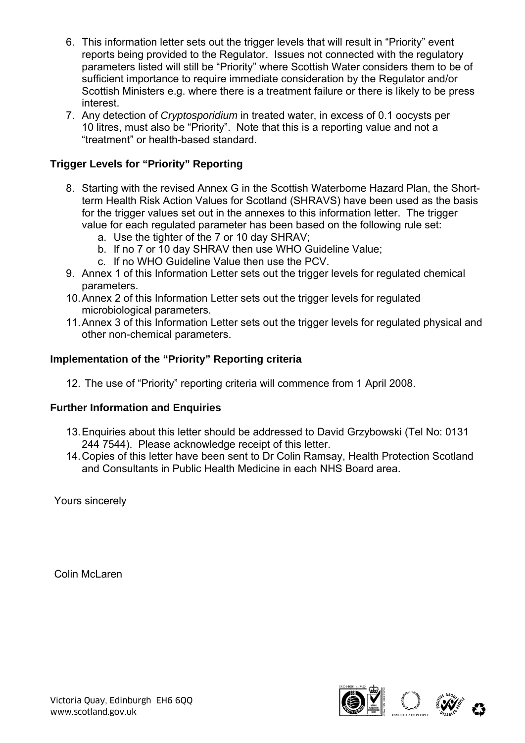6. This information letter sets out the trigger levels that will result in "Priority" event reports being provided to the Regulator. Issues not connected with the regulatory parameters listed will still be "Priority" where Scottish Water considers them to be of sufficient importance to require immediate consideration by the Regulator and/or Scottish Ministers e.g. where there is a treatment failure or there is likely to be press interest.
7. Any detection of *Cryptosporidium* in treated water, in excess of 0.1 oocysts per 10 litres, must also be "Priority". Note that this is a reporting value and not a "treatment" or health-based standard.

**Trigger Levels for "Priority" Reporting**

8. Starting with the revised Annex G in the Scottish Waterborne Hazard Plan, the Short-term Health Risk Action Values for Scotland (SHRAVS) have been used as the basis for the trigger values set out in the annexes to this information letter. The trigger value for each regulated parameter has been based on the following rule set:
   a. Use the tighter of the 7 or 10 day SHRAV;
   b. If no 7 or 10 day SHRAV then use WHO Guideline Value;
   c. If no WHO Guideline Value then use the PCV.
9. Annex 1 of this Information Letter sets out the trigger levels for regulated chemical parameters.
10. Annex 2 of this Information Letter sets out the trigger levels for regulated microbiological parameters.
11. Annex 3 of this Information Letter sets out the trigger levels for regulated physical and other non-chemical parameters.

**Implementation of the "Priority" Reporting criteria**

12. The use of "Priority" reporting criteria will commence from 1 April 2008.

**Further Information and Enquiries**

13. Enquiries about this letter should be addressed to David Grzybowski (Tel No: 0131 244 7544). Please acknowledge receipt of this letter.
14. Copies of this letter have been sent to Dr Colin Ramsay, Health Protection Scotland and Consultants in Public Health Medicine in each NHS Board area.

Yours sincerely

Colin McLaren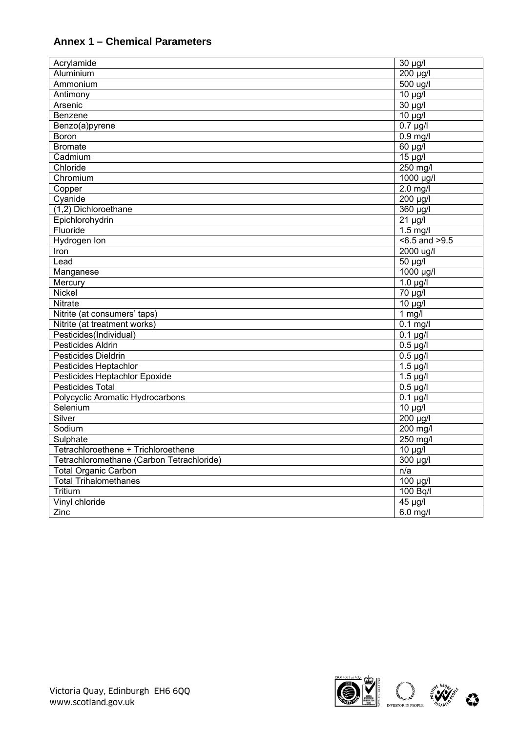## Annex 1 – Chemical Parameters

| Parameter | Value |
|---|---|
| Acrylamide | 30 µg/l |
| Aluminium | 200 µg/l |
| Ammonium | 500 ug/l |
| Antimony | 10 µg/l |
| Arsenic | 30 µg/l |
| Benzene | 10 µg/l |
| Benzo(a)pyrene | 0.7 µg/l |
| Boron | 0.9 mg/l |
| Bromate | 60 µg/l |
| Cadmium | 15 µg/l |
| Chloride | 250 mg/l |
| Chromium | 1000 µg/l |
| Copper | 2.0 mg/l |
| Cyanide | 200 µg/l |
| (1,2) Dichloroethane | 360 µg/l |
| Epichlorohydrin | 21 µg/l |
| Fluoride | 1.5 mg/l |
| Hydrogen Ion | <6.5 and >9.5 |
| Iron | 2000 ug/l |
| Lead | 50 µg/l |
| Manganese | 1000 µg/l |
| Mercury | 1.0 µg/l |
| Nickel | 70 µg/l |
| Nitrate | 10 µg/l |
| Nitrite (at consumers' taps) | 1 mg/l |
| Nitrite (at treatment works) | 0.1 mg/l |
| Pesticides(Individual) | 0.1 µg/l |
| Pesticides Aldrin | 0.5 µg/l |
| Pesticides Dieldrin | 0.5 µg/l |
| Pesticides Heptachlor | 1.5 µg/l |
| Pesticides Heptachlor Epoxide | 1.5 µg/l |
| Pesticides Total | 0.5 µg/l |
| Polycyclic Aromatic Hydrocarbons | 0.1 µg/l |
| Selenium | 10 µg/l |
| Silver | 200 µg/l |
| Sodium | 200 mg/l |
| Sulphate | 250 mg/l |
| Tetrachloroethene + Trichloroethene | 10 µg/l |
| Tetrachloromethane (Carbon Tetrachloride) | 300 µg/l |
| Total Organic Carbon | n/a |
| Total Trihalomethanes | 100 µg/l |
| Tritium | 100 Bq/l |
| Vinyl chloride | 45 µg/l |
| Zinc | 6.0 mg/l |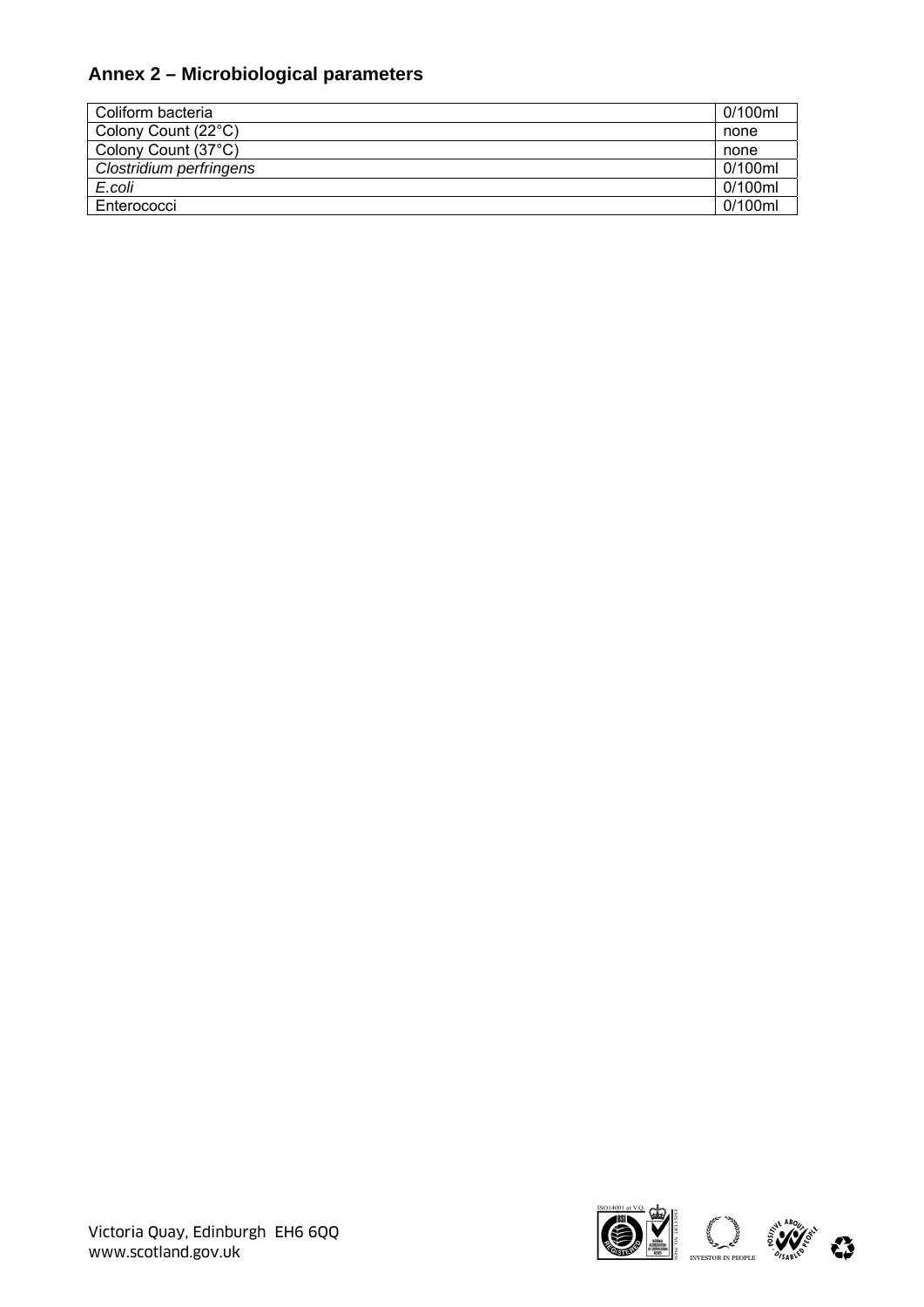## Annex 2 – Microbiological parameters

| | |
|---|---|
| Coliform bacteria | 0/100ml |
| Colony Count (22°C) | none |
| Colony Count (37°C) | none |
| *Clostridium perfringens* | 0/100ml |
| *E.coli* | 0/100ml |
| Enterococci | 0/100ml |

Victoria Quay, Edinburgh EH6 6QQ
www.scotland.gov.uk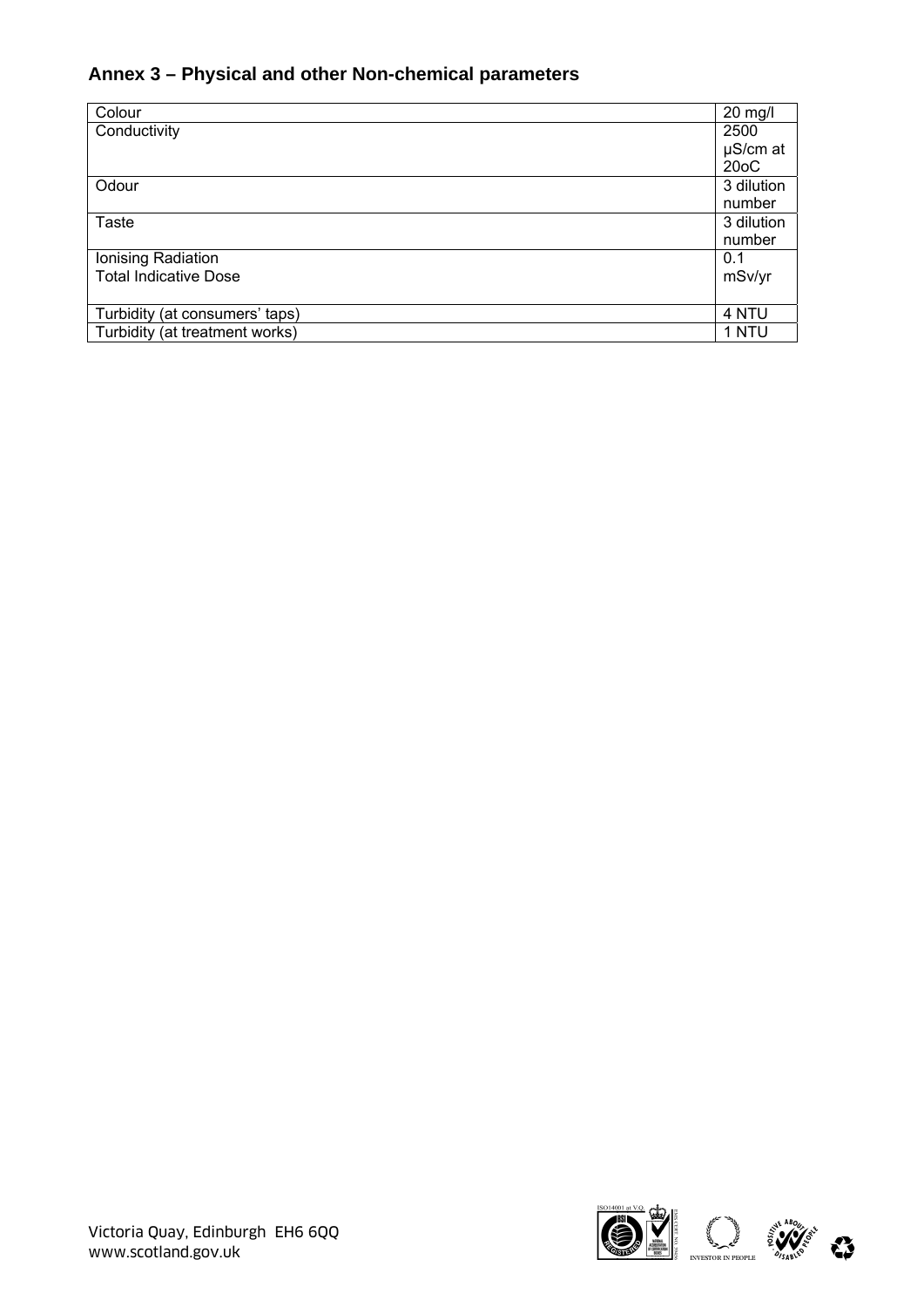## Annex 3 – Physical and other Non-chemical parameters

| | |
|---|---|
| Colour | 20 mg/l |
| Conductivity | 2500 μS/cm at 20oC |
| Odour | 3 dilution number |
| Taste | 3 dilution number |
| Ionising Radiation<br>Total Indicative Dose | 0.1 mSv/yr |
| Turbidity (at consumers' taps) | 4 NTU |
| Turbidity (at treatment works) | 1 NTU |

Victoria Quay, Edinburgh EH6 6QQ
www.scotland.gov.uk